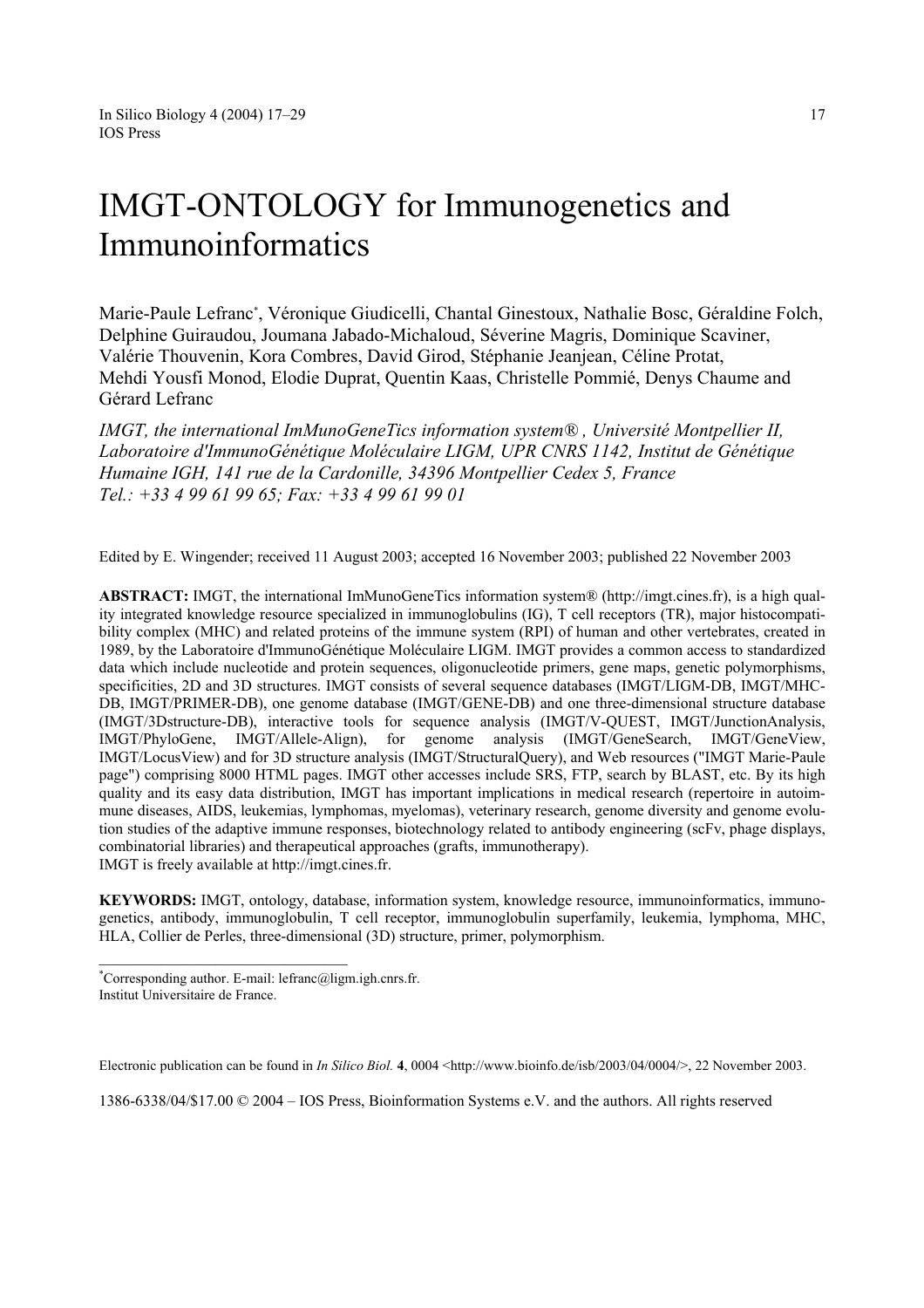# IMGT-ONTOLOGY for Immunogenetics and Immunoinformatics

Marie-Paule Lefranc[*], Véronique Giudicelli, Chantal Ginestoux, Nathalie Bosc, Géraldine Folch, Delphine Guiraudou, Joumana Jabado-Michaloud, Séverine Magris, Dominique Scaviner, Valérie Thouvenin, Kora Combres, David Girod, Stéphanie Jeanjean, Céline Protat, Mehdi Yousfi Monod, Elodie Duprat, Quentin Kaas, Christelle Pommié, Denys Chaume and Gérard Lefranc

*IMGT, the international ImMunoGeneTics information system®, Université Montpellier II, Laboratoire d'ImmunoGénétique Moléculaire LIGM, UPR CNRS 1142, Institut de Génétique Humaine IGH, 141 rue de la Cardonille, 34396 Montpellier Cedex 5, France*
*Tel.: +33 4 99 61 99 65; Fax: +33 4 99 61 99 01*

Edited by E. Wingender; received 11 August 2003; accepted 16 November 2003; published 22 November 2003

**ABSTRACT:** IMGT, the international ImMunoGeneTics information system® (http://imgt.cines.fr), is a high quality integrated knowledge resource specialized in immunoglobulins (IG), T cell receptors (TR), major histocompatibility complex (MHC) and related proteins of the immune system (RPI) of human and other vertebrates, created in 1989, by the Laboratoire d'ImmunoGénétique Moléculaire LIGM. IMGT provides a common access to standardized data which include nucleotide and protein sequences, oligonucleotide primers, gene maps, genetic polymorphisms, specificities, 2D and 3D structures. IMGT consists of several sequence databases (IMGT/LIGM-DB, IMGT/MHC-DB, IMGT/PRIMER-DB), one genome database (IMGT/GENE-DB) and one three-dimensional structure database (IMGT/3Dstructure-DB), interactive tools for sequence analysis (IMGT/V-QUEST, IMGT/JunctionAnalysis, IMGT/PhyloGene, IMGT/Allele-Align), for genome analysis (IMGT/GeneSearch, IMGT/GeneView, IMGT/LocusView) and for 3D structure analysis (IMGT/StructuralQuery), and Web resources ("IMGT Marie-Paule page") comprising 8000 HTML pages. IMGT other accesses include SRS, FTP, search by BLAST, etc. By its high quality and its easy data distribution, IMGT has important implications in medical research (repertoire in autoimmune diseases, AIDS, leukemias, lymphomas, myelomas), veterinary research, genome diversity and genome evolution studies of the adaptive immune responses, biotechnology related to antibody engineering (scFv, phage displays, combinatorial libraries) and therapeutical approaches (grafts, immunotherapy).
IMGT is freely available at http://imgt.cines.fr.

**KEYWORDS:** IMGT, ontology, database, information system, knowledge resource, immunoinformatics, immunogenetics, antibody, immunoglobulin, T cell receptor, immunoglobulin superfamily, leukemia, lymphoma, MHC, HLA, Collier de Perles, three-dimensional (3D) structure, primer, polymorphism.

[*]Corresponding author. E-mail: lefranc@ligm.igh.cnrs.fr.
Institut Universitaire de France.

Electronic publication can be found in *In Silico Biol.* **4**, 0004 <http://www.bioinfo.de/isb/2003/04/0004/>, 22 November 2003.

1386-6338/04/$17.00 © 2004 – IOS Press, Bioinformation Systems e.V. and the authors. All rights reserved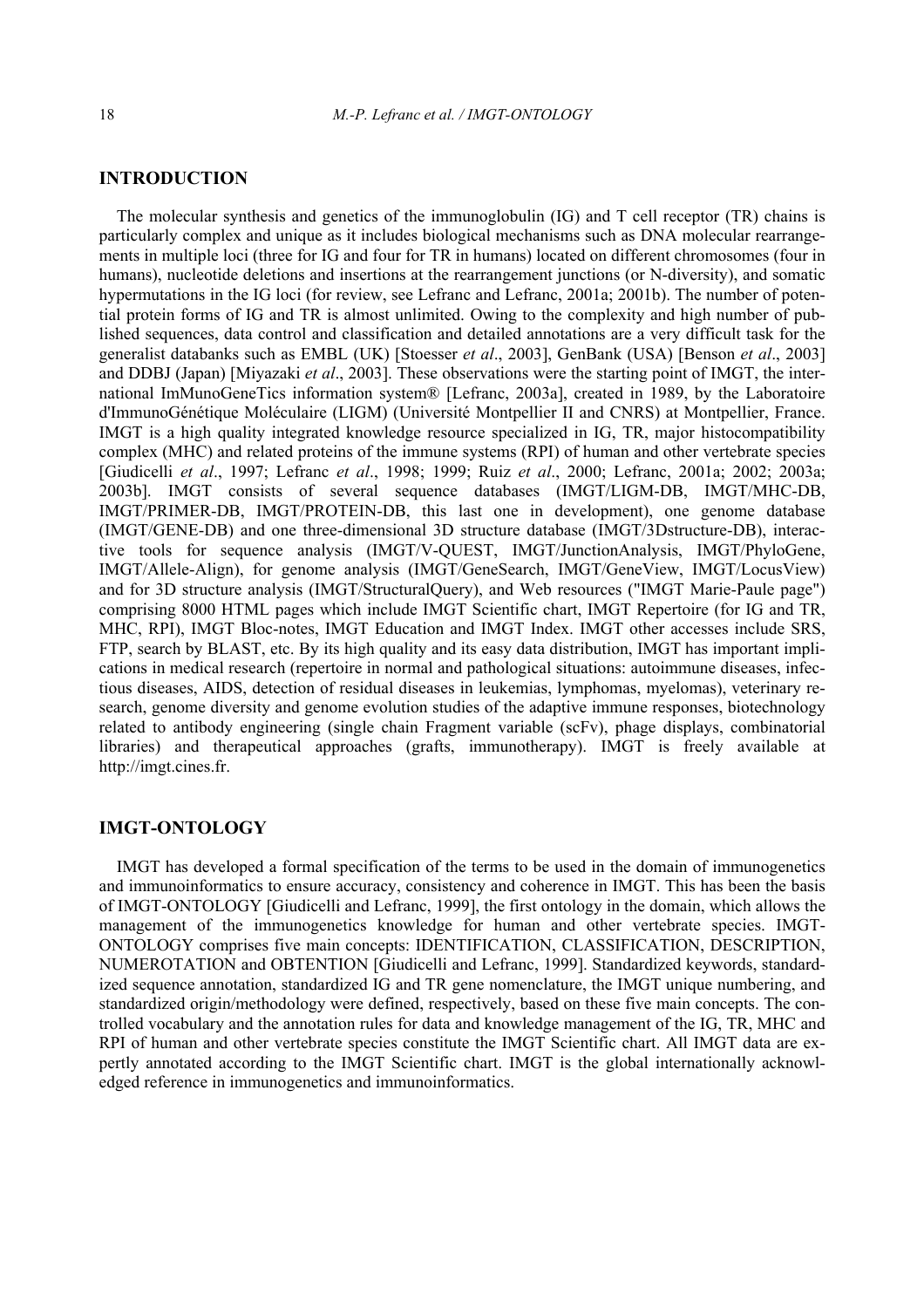## INTRODUCTION

The molecular synthesis and genetics of the immunoglobulin (IG) and T cell receptor (TR) chains is particularly complex and unique as it includes biological mechanisms such as DNA molecular rearrangements in multiple loci (three for IG and four for TR in humans) located on different chromosomes (four in humans), nucleotide deletions and insertions at the rearrangement junctions (or N-diversity), and somatic hypermutations in the IG loci (for review, see Lefranc and Lefranc, 2001a; 2001b). The number of potential protein forms of IG and TR is almost unlimited. Owing to the complexity and high number of published sequences, data control and classification and detailed annotations are a very difficult task for the generalist databanks such as EMBL (UK) [Stoesser *et al*., 2003], GenBank (USA) [Benson *et al*., 2003] and DDBJ (Japan) [Miyazaki *et al*., 2003]. These observations were the starting point of IMGT, the international ImMunoGeneTics information system® [Lefranc, 2003a], created in 1989, by the Laboratoire d'ImmunoGénétique Moléculaire (LIGM) (Université Montpellier II and CNRS) at Montpellier, France. IMGT is a high quality integrated knowledge resource specialized in IG, TR, major histocompatibility complex (MHC) and related proteins of the immune systems (RPI) of human and other vertebrate species [Giudicelli *et al*., 1997; Lefranc *et al*., 1998; 1999; Ruiz *et al*., 2000; Lefranc, 2001a; 2002; 2003a; 2003b]. IMGT consists of several sequence databases (IMGT/LIGM-DB, IMGT/MHC-DB, IMGT/PRIMER-DB, IMGT/PROTEIN-DB, this last one in development), one genome database (IMGT/GENE-DB) and one three-dimensional 3D structure database (IMGT/3Dstructure-DB), interactive tools for sequence analysis (IMGT/V-QUEST, IMGT/JunctionAnalysis, IMGT/PhyloGene, IMGT/Allele-Align), for genome analysis (IMGT/GeneSearch, IMGT/GeneView, IMGT/LocusView) and for 3D structure analysis (IMGT/StructuralQuery), and Web resources ("IMGT Marie-Paule page") comprising 8000 HTML pages which include IMGT Scientific chart, IMGT Repertoire (for IG and TR, MHC, RPI), IMGT Bloc-notes, IMGT Education and IMGT Index. IMGT other accesses include SRS, FTP, search by BLAST, etc. By its high quality and its easy data distribution, IMGT has important implications in medical research (repertoire in normal and pathological situations: autoimmune diseases, infectious diseases, AIDS, detection of residual diseases in leukemias, lymphomas, myelomas), veterinary research, genome diversity and genome evolution studies of the adaptive immune responses, biotechnology related to antibody engineering (single chain Fragment variable (scFv), phage displays, combinatorial libraries) and therapeutical approaches (grafts, immunotherapy). IMGT is freely available at http://imgt.cines.fr.

## IMGT-ONTOLOGY

IMGT has developed a formal specification of the terms to be used in the domain of immunogenetics and immunoinformatics to ensure accuracy, consistency and coherence in IMGT. This has been the basis of IMGT-ONTOLOGY [Giudicelli and Lefranc, 1999], the first ontology in the domain, which allows the management of the immunogenetics knowledge for human and other vertebrate species. IMGT-ONTOLOGY comprises five main concepts: IDENTIFICATION, CLASSIFICATION, DESCRIPTION, NUMEROTATION and OBTENTION [Giudicelli and Lefranc, 1999]. Standardized keywords, standardized sequence annotation, standardized IG and TR gene nomenclature, the IMGT unique numbering, and standardized origin/methodology were defined, respectively, based on these five main concepts. The controlled vocabulary and the annotation rules for data and knowledge management of the IG, TR, MHC and RPI of human and other vertebrate species constitute the IMGT Scientific chart. All IMGT data are expertly annotated according to the IMGT Scientific chart. IMGT is the global internationally acknowledged reference in immunogenetics and immunoinformatics.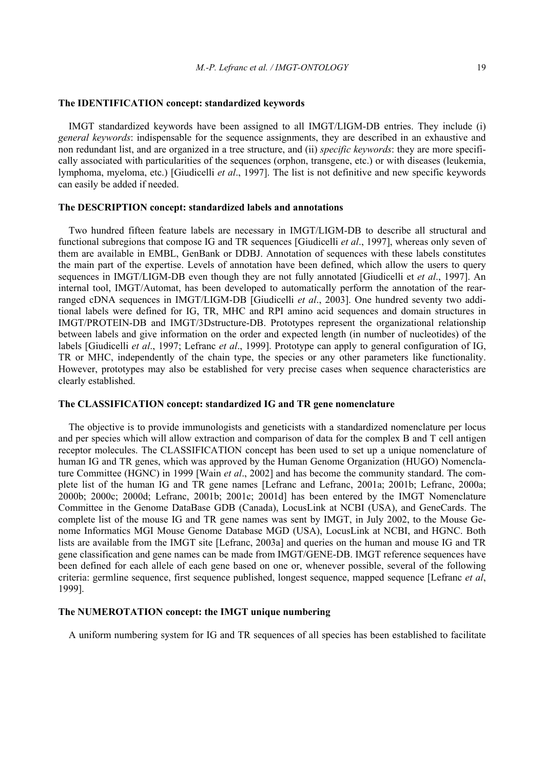### The IDENTIFICATION concept: standardized keywords

IMGT standardized keywords have been assigned to all IMGT/LIGM-DB entries. They include (i) *general keywords*: indispensable for the sequence assignments, they are described in an exhaustive and non redundant list, and are organized in a tree structure, and (ii) *specific keywords*: they are more specifically associated with particularities of the sequences (orphon, transgene, etc.) or with diseases (leukemia, lymphoma, myeloma, etc.) [Giudicelli *et al*., 1997]. The list is not definitive and new specific keywords can easily be added if needed.

### The DESCRIPTION concept: standardized labels and annotations

Two hundred fifteen feature labels are necessary in IMGT/LIGM-DB to describe all structural and functional subregions that compose IG and TR sequences [Giudicelli *et al*., 1997], whereas only seven of them are available in EMBL, GenBank or DDBJ. Annotation of sequences with these labels constitutes the main part of the expertise. Levels of annotation have been defined, which allow the users to query sequences in IMGT/LIGM-DB even though they are not fully annotated [Giudicelli et *et al*., 1997]. An internal tool, IMGT/Automat, has been developed to automatically perform the annotation of the rearranged cDNA sequences in IMGT/LIGM-DB [Giudicelli *et al*., 2003]. One hundred seventy two additional labels were defined for IG, TR, MHC and RPI amino acid sequences and domain structures in IMGT/PROTEIN-DB and IMGT/3Dstructure-DB. Prototypes represent the organizational relationship between labels and give information on the order and expected length (in number of nucleotides) of the labels [Giudicelli *et al*., 1997; Lefranc *et al*., 1999]. Prototype can apply to general configuration of IG, TR or MHC, independently of the chain type, the species or any other parameters like functionality. However, prototypes may also be established for very precise cases when sequence characteristics are clearly established.

### The CLASSIFICATION concept: standardized IG and TR gene nomenclature

The objective is to provide immunologists and geneticists with a standardized nomenclature per locus and per species which will allow extraction and comparison of data for the complex B and T cell antigen receptor molecules. The CLASSIFICATION concept has been used to set up a unique nomenclature of human IG and TR genes, which was approved by the Human Genome Organization (HUGO) Nomenclature Committee (HGNC) in 1999 [Wain *et al*., 2002] and has become the community standard. The complete list of the human IG and TR gene names [Lefranc and Lefranc, 2001a; 2001b; Lefranc, 2000a; 2000b; 2000c; 2000d; Lefranc, 2001b; 2001c; 2001d] has been entered by the IMGT Nomenclature Committee in the Genome DataBase GDB (Canada), LocusLink at NCBI (USA), and GeneCards. The complete list of the mouse IG and TR gene names was sent by IMGT, in July 2002, to the Mouse Genome Informatics MGI Mouse Genome Database MGD (USA), LocusLink at NCBI, and HGNC. Both lists are available from the IMGT site [Lefranc, 2003a] and queries on the human and mouse IG and TR gene classification and gene names can be made from IMGT/GENE-DB. IMGT reference sequences have been defined for each allele of each gene based on one or, whenever possible, several of the following criteria: germline sequence, first sequence published, longest sequence, mapped sequence [Lefranc *et al*, 1999].

### The NUMEROTATION concept: the IMGT unique numbering

A uniform numbering system for IG and TR sequences of all species has been established to facilitate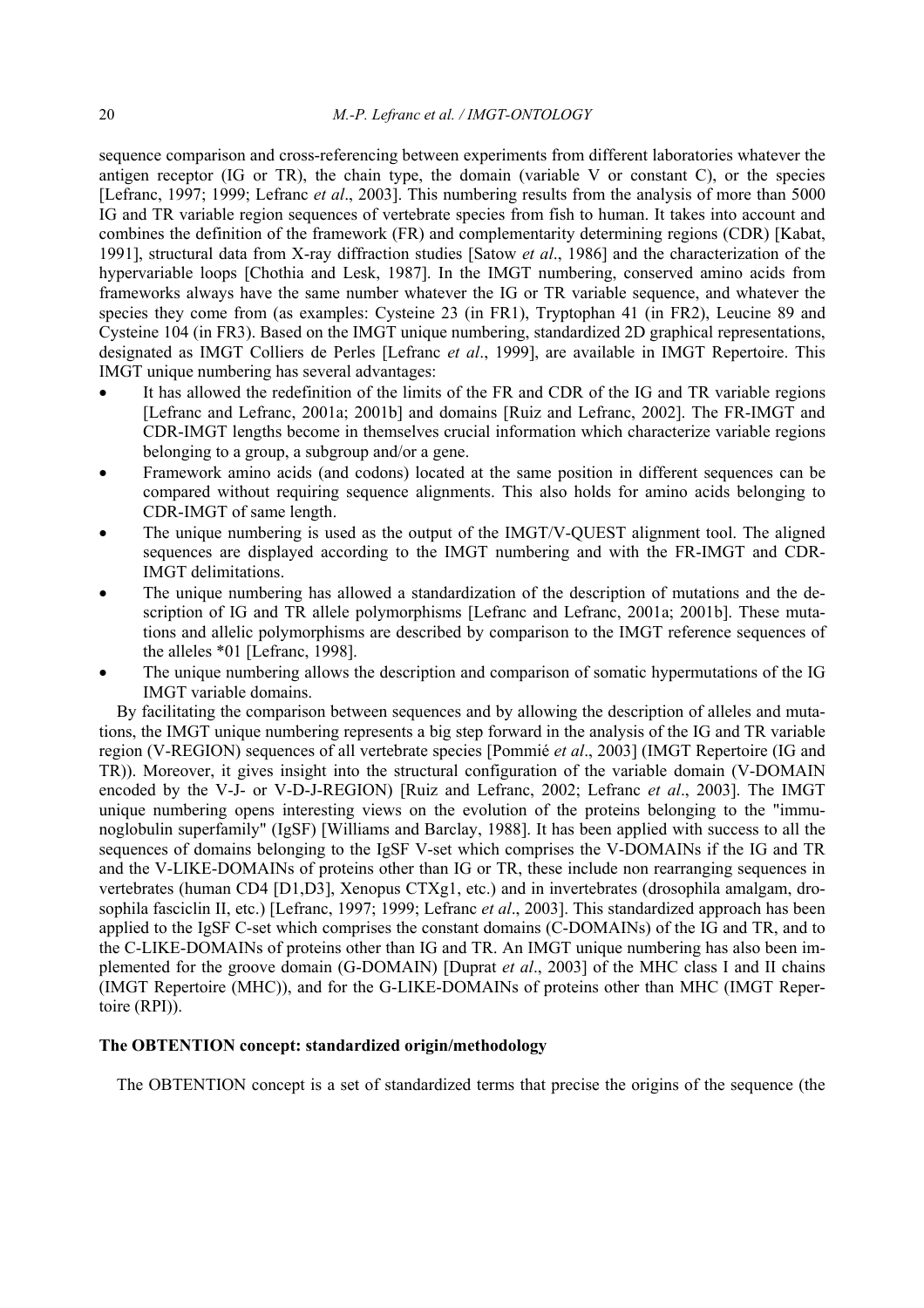sequence comparison and cross-referencing between experiments from different laboratories whatever the antigen receptor (IG or TR), the chain type, the domain (variable V or constant C), or the species [Lefranc, 1997; 1999; Lefranc *et al*., 2003]. This numbering results from the analysis of more than 5000 IG and TR variable region sequences of vertebrate species from fish to human. It takes into account and combines the definition of the framework (FR) and complementarity determining regions (CDR) [Kabat, 1991], structural data from X-ray diffraction studies [Satow *et al*., 1986] and the characterization of the hypervariable loops [Chothia and Lesk, 1987]. In the IMGT numbering, conserved amino acids from frameworks always have the same number whatever the IG or TR variable sequence, and whatever the species they come from (as examples: Cysteine 23 (in FR1), Tryptophan 41 (in FR2), Leucine 89 and Cysteine 104 (in FR3). Based on the IMGT unique numbering, standardized 2D graphical representations, designated as IMGT Colliers de Perles [Lefranc *et al*., 1999], are available in IMGT Repertoire. This IMGT unique numbering has several advantages:

- It has allowed the redefinition of the limits of the FR and CDR of the IG and TR variable regions [Lefranc and Lefranc, 2001a; 2001b] and domains [Ruiz and Lefranc, 2002]. The FR-IMGT and CDR-IMGT lengths become in themselves crucial information which characterize variable regions belonging to a group, a subgroup and/or a gene.
- Framework amino acids (and codons) located at the same position in different sequences can be compared without requiring sequence alignments. This also holds for amino acids belonging to CDR-IMGT of same length.
- The unique numbering is used as the output of the IMGT/V-QUEST alignment tool. The aligned sequences are displayed according to the IMGT numbering and with the FR-IMGT and CDR-IMGT delimitations.
- The unique numbering has allowed a standardization of the description of mutations and the description of IG and TR allele polymorphisms [Lefranc and Lefranc, 2001a; 2001b]. These mutations and allelic polymorphisms are described by comparison to the IMGT reference sequences of the alleles *01 [Lefranc, 1998].
- The unique numbering allows the description and comparison of somatic hypermutations of the IG IMGT variable domains.

By facilitating the comparison between sequences and by allowing the description of alleles and mutations, the IMGT unique numbering represents a big step forward in the analysis of the IG and TR variable region (V-REGION) sequences of all vertebrate species [Pommié *et al*., 2003] (IMGT Repertoire (IG and TR)). Moreover, it gives insight into the structural configuration of the variable domain (V-DOMAIN encoded by the V-J- or V-D-J-REGION) [Ruiz and Lefranc, 2002; Lefranc *et al*., 2003]. The IMGT unique numbering opens interesting views on the evolution of the proteins belonging to the "immunoglobulin superfamily" (IgSF) [Williams and Barclay, 1988]. It has been applied with success to all the sequences of domains belonging to the IgSF V-set which comprises the V-DOMAINs if the IG and TR and the V-LIKE-DOMAINs of proteins other than IG or TR, these include non rearranging sequences in vertebrates (human CD4 [D1,D3], Xenopus CTXg1, etc.) and in invertebrates (drosophila amalgam, drosophila fasciclin II, etc.) [Lefranc, 1997; 1999; Lefranc *et al*., 2003]. This standardized approach has been applied to the IgSF C-set which comprises the constant domains (C-DOMAINs) of the IG and TR, and to the C-LIKE-DOMAINs of proteins other than IG and TR. An IMGT unique numbering has also been implemented for the groove domain (G-DOMAIN) [Duprat *et al*., 2003] of the MHC class I and II chains (IMGT Repertoire (MHC)), and for the G-LIKE-DOMAINs of proteins other than MHC (IMGT Repertoire (RPI)).

### The OBTENTION concept: standardized origin/methodology

The OBTENTION concept is a set of standardized terms that precise the origins of the sequence (the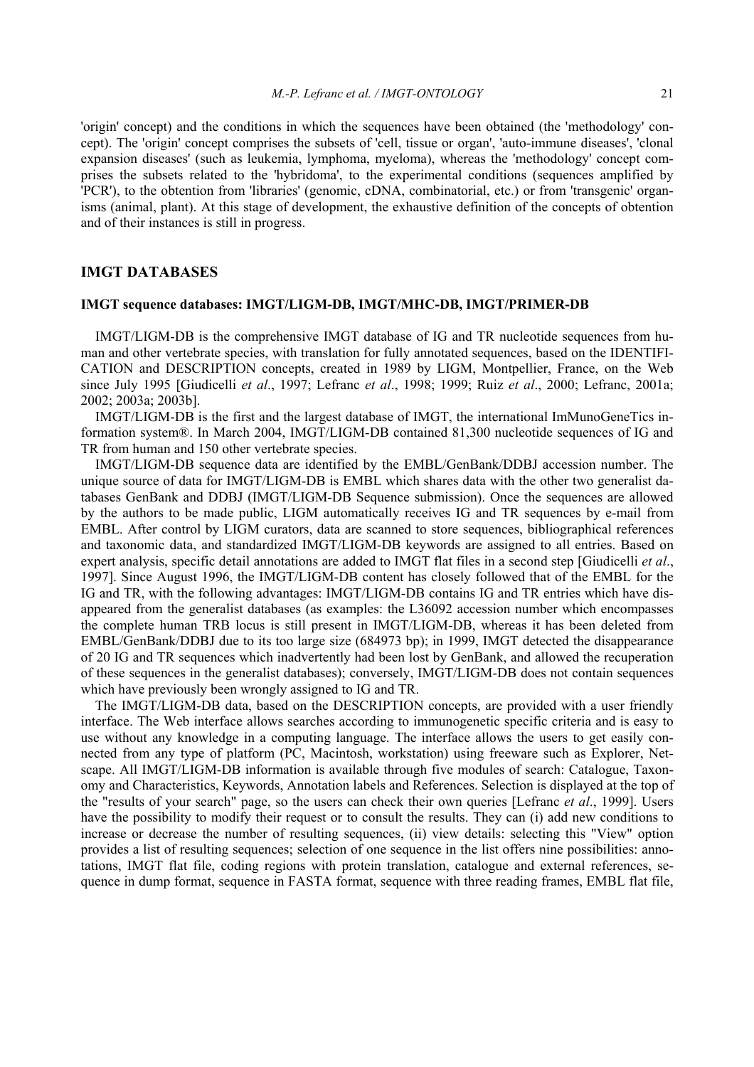'origin' concept) and the conditions in which the sequences have been obtained (the 'methodology' concept). The 'origin' concept comprises the subsets of 'cell, tissue or organ', 'auto-immune diseases', 'clonal expansion diseases' (such as leukemia, lymphoma, myeloma), whereas the 'methodology' concept comprises the subsets related to the 'hybridoma', to the experimental conditions (sequences amplified by 'PCR'), to the obtention from 'libraries' (genomic, cDNA, combinatorial, etc.) or from 'transgenic' organisms (animal, plant). At this stage of development, the exhaustive definition of the concepts of obtention and of their instances is still in progress.

## IMGT DATABASES

### IMGT sequence databases: IMGT/LIGM-DB, IMGT/MHC-DB, IMGT/PRIMER-DB

IMGT/LIGM-DB is the comprehensive IMGT database of IG and TR nucleotide sequences from human and other vertebrate species, with translation for fully annotated sequences, based on the IDENTIFICATION and DESCRIPTION concepts, created in 1989 by LIGM, Montpellier, France, on the Web since July 1995 [Giudicelli *et al*., 1997; Lefranc *et al*., 1998; 1999; Ruiz *et al*., 2000; Lefranc, 2001a; 2002; 2003a; 2003b].

IMGT/LIGM-DB is the first and the largest database of IMGT, the international ImMunoGeneTics information system®. In March 2004, IMGT/LIGM-DB contained 81,300 nucleotide sequences of IG and TR from human and 150 other vertebrate species.

IMGT/LIGM-DB sequence data are identified by the EMBL/GenBank/DDBJ accession number. The unique source of data for IMGT/LIGM-DB is EMBL which shares data with the other two generalist databases GenBank and DDBJ (IMGT/LIGM-DB Sequence submission). Once the sequences are allowed by the authors to be made public, LIGM automatically receives IG and TR sequences by e-mail from EMBL. After control by LIGM curators, data are scanned to store sequences, bibliographical references and taxonomic data, and standardized IMGT/LIGM-DB keywords are assigned to all entries. Based on expert analysis, specific detail annotations are added to IMGT flat files in a second step [Giudicelli *et al*., 1997]. Since August 1996, the IMGT/LIGM-DB content has closely followed that of the EMBL for the IG and TR, with the following advantages: IMGT/LIGM-DB contains IG and TR entries which have disappeared from the generalist databases (as examples: the L36092 accession number which encompasses the complete human TRB locus is still present in IMGT/LIGM-DB, whereas it has been deleted from EMBL/GenBank/DDBJ due to its too large size (684973 bp); in 1999, IMGT detected the disappearance of 20 IG and TR sequences which inadvertently had been lost by GenBank, and allowed the recuperation of these sequences in the generalist databases); conversely, IMGT/LIGM-DB does not contain sequences which have previously been wrongly assigned to IG and TR.

The IMGT/LIGM-DB data, based on the DESCRIPTION concepts, are provided with a user friendly interface. The Web interface allows searches according to immunogenetic specific criteria and is easy to use without any knowledge in a computing language. The interface allows the users to get easily connected from any type of platform (PC, Macintosh, workstation) using freeware such as Explorer, Netscape. All IMGT/LIGM-DB information is available through five modules of search: Catalogue, Taxonomy and Characteristics, Keywords, Annotation labels and References. Selection is displayed at the top of the "results of your search" page, so the users can check their own queries [Lefranc *et al*., 1999]. Users have the possibility to modify their request or to consult the results. They can (i) add new conditions to increase or decrease the number of resulting sequences, (ii) view details: selecting this "View" option provides a list of resulting sequences; selection of one sequence in the list offers nine possibilities: annotations, IMGT flat file, coding regions with protein translation, catalogue and external references, sequence in dump format, sequence in FASTA format, sequence with three reading frames, EMBL flat file,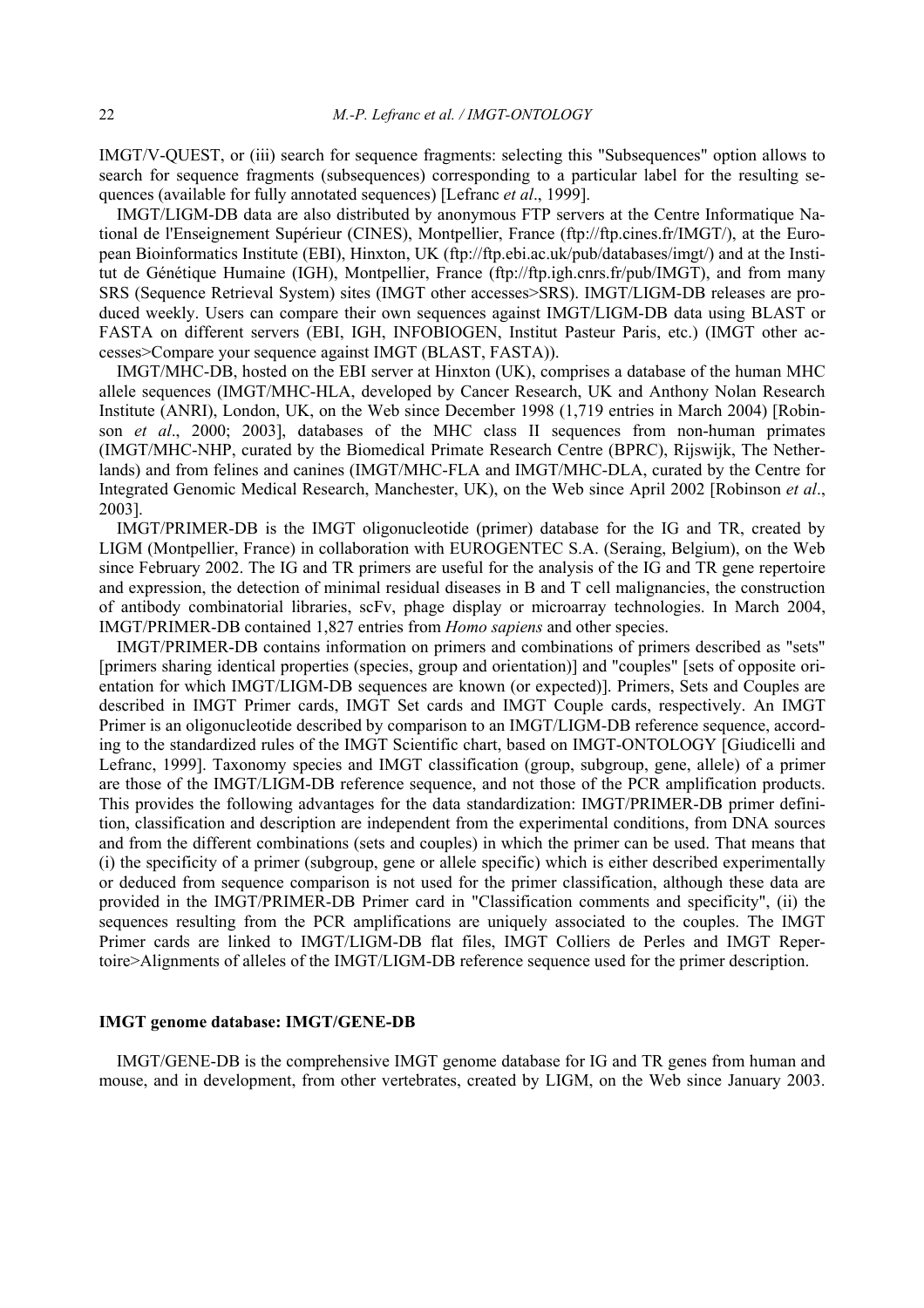IMGT/V-QUEST, or (iii) search for sequence fragments: selecting this "Subsequences" option allows to search for sequence fragments (subsequences) corresponding to a particular label for the resulting sequences (available for fully annotated sequences) [Lefranc *et al*., 1999].

IMGT/LIGM-DB data are also distributed by anonymous FTP servers at the Centre Informatique National de l'Enseignement Supérieur (CINES), Montpellier, France (ftp://ftp.cines.fr/IMGT/), at the European Bioinformatics Institute (EBI), Hinxton, UK (ftp://ftp.ebi.ac.uk/pub/databases/imgt/) and at the Institut de Génétique Humaine (IGH), Montpellier, France (ftp://ftp.igh.cnrs.fr/pub/IMGT), and from many SRS (Sequence Retrieval System) sites (IMGT other accesses>SRS). IMGT/LIGM-DB releases are produced weekly. Users can compare their own sequences against IMGT/LIGM-DB data using BLAST or FASTA on different servers (EBI, IGH, INFOBIOGEN, Institut Pasteur Paris, etc.) (IMGT other accesses>Compare your sequence against IMGT (BLAST, FASTA)).

IMGT/MHC-DB, hosted on the EBI server at Hinxton (UK), comprises a database of the human MHC allele sequences (IMGT/MHC-HLA, developed by Cancer Research, UK and Anthony Nolan Research Institute (ANRI), London, UK, on the Web since December 1998 (1,719 entries in March 2004) [Robinson *et al*., 2000; 2003], databases of the MHC class II sequences from non-human primates (IMGT/MHC-NHP, curated by the Biomedical Primate Research Centre (BPRC), Rijswijk, The Netherlands) and from felines and canines (IMGT/MHC-FLA and IMGT/MHC-DLA, curated by the Centre for Integrated Genomic Medical Research, Manchester, UK), on the Web since April 2002 [Robinson *et al*., 2003].

IMGT/PRIMER-DB is the IMGT oligonucleotide (primer) database for the IG and TR, created by LIGM (Montpellier, France) in collaboration with EUROGENTEC S.A. (Seraing, Belgium), on the Web since February 2002. The IG and TR primers are useful for the analysis of the IG and TR gene repertoire and expression, the detection of minimal residual diseases in B and T cell malignancies, the construction of antibody combinatorial libraries, scFv, phage display or microarray technologies. In March 2004, IMGT/PRIMER-DB contained 1,827 entries from *Homo sapiens* and other species.

IMGT/PRIMER-DB contains information on primers and combinations of primers described as "sets" [primers sharing identical properties (species, group and orientation)] and "couples" [sets of opposite orientation for which IMGT/LIGM-DB sequences are known (or expected)]. Primers, Sets and Couples are described in IMGT Primer cards, IMGT Set cards and IMGT Couple cards, respectively. An IMGT Primer is an oligonucleotide described by comparison to an IMGT/LIGM-DB reference sequence, according to the standardized rules of the IMGT Scientific chart, based on IMGT-ONTOLOGY [Giudicelli and Lefranc, 1999]. Taxonomy species and IMGT classification (group, subgroup, gene, allele) of a primer are those of the IMGT/LIGM-DB reference sequence, and not those of the PCR amplification products. This provides the following advantages for the data standardization: IMGT/PRIMER-DB primer definition, classification and description are independent from the experimental conditions, from DNA sources and from the different combinations (sets and couples) in which the primer can be used. That means that (i) the specificity of a primer (subgroup, gene or allele specific) which is either described experimentally or deduced from sequence comparison is not used for the primer classification, although these data are provided in the IMGT/PRIMER-DB Primer card in "Classification comments and specificity", (ii) the sequences resulting from the PCR amplifications are uniquely associated to the couples. The IMGT Primer cards are linked to IMGT/LIGM-DB flat files, IMGT Colliers de Perles and IMGT Repertoire>Alignments of alleles of the IMGT/LIGM-DB reference sequence used for the primer description.

### IMGT genome database: IMGT/GENE-DB

IMGT/GENE-DB is the comprehensive IMGT genome database for IG and TR genes from human and mouse, and in development, from other vertebrates, created by LIGM, on the Web since January 2003.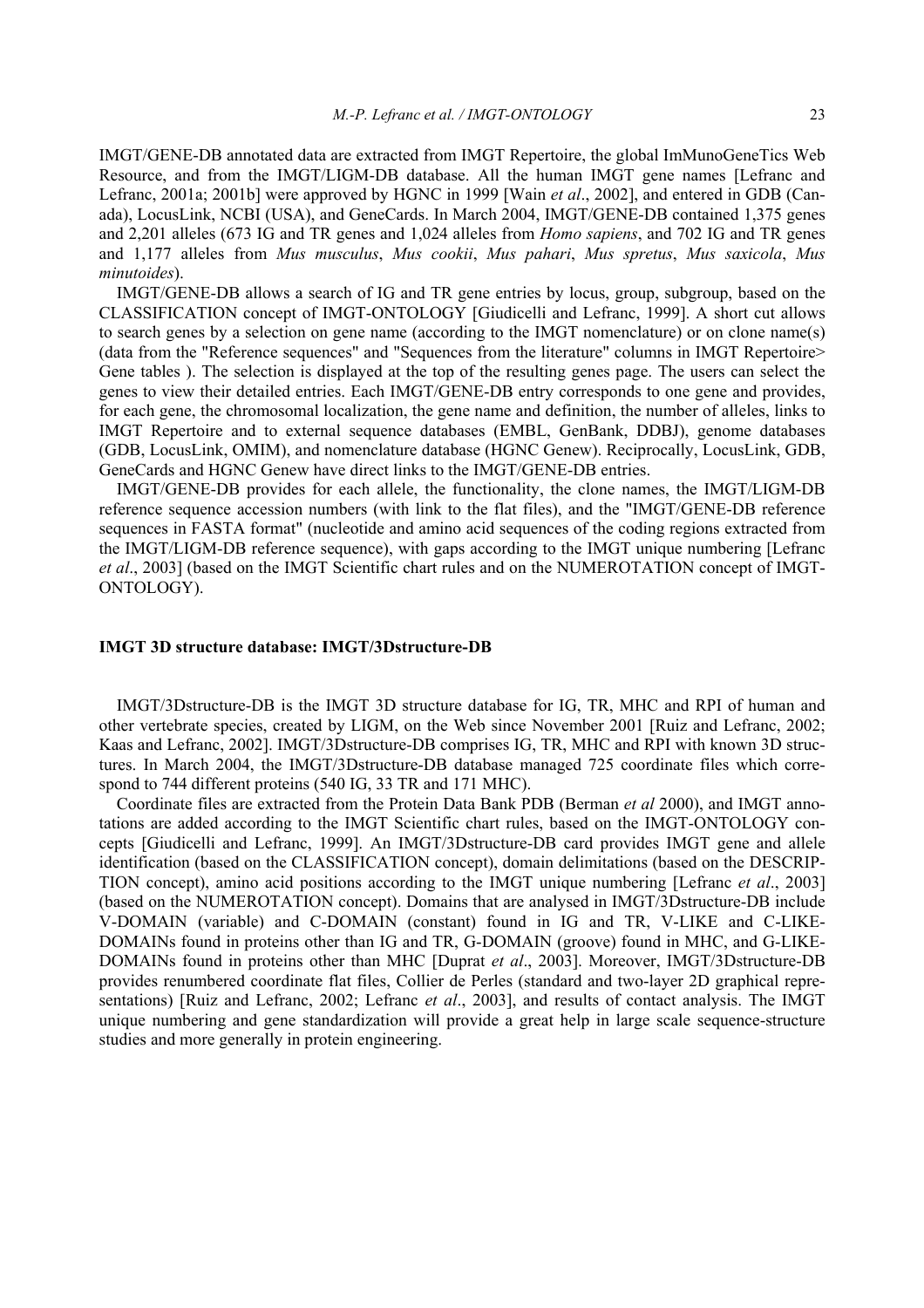IMGT/GENE-DB annotated data are extracted from IMGT Repertoire, the global ImMunoGeneTics Web Resource, and from the IMGT/LIGM-DB database. All the human IMGT gene names [Lefranc and Lefranc, 2001a; 2001b] were approved by HGNC in 1999 [Wain *et al*., 2002], and entered in GDB (Canada), LocusLink, NCBI (USA), and GeneCards. In March 2004, IMGT/GENE-DB contained 1,375 genes and 2,201 alleles (673 IG and TR genes and 1,024 alleles from *Homo sapiens*, and 702 IG and TR genes and 1,177 alleles from *Mus musculus*, *Mus cookii*, *Mus pahari*, *Mus spretus*, *Mus saxicola*, *Mus minutoides*).

IMGT/GENE-DB allows a search of IG and TR gene entries by locus, group, subgroup, based on the CLASSIFICATION concept of IMGT-ONTOLOGY [Giudicelli and Lefranc, 1999]. A short cut allows to search genes by a selection on gene name (according to the IMGT nomenclature) or on clone name(s) (data from the "Reference sequences" and "Sequences from the literature" columns in IMGT Repertoire> Gene tables ). The selection is displayed at the top of the resulting genes page. The users can select the genes to view their detailed entries. Each IMGT/GENE-DB entry corresponds to one gene and provides, for each gene, the chromosomal localization, the gene name and definition, the number of alleles, links to IMGT Repertoire and to external sequence databases (EMBL, GenBank, DDBJ), genome databases (GDB, LocusLink, OMIM), and nomenclature database (HGNC Genew). Reciprocally, LocusLink, GDB, GeneCards and HGNC Genew have direct links to the IMGT/GENE-DB entries.

IMGT/GENE-DB provides for each allele, the functionality, the clone names, the IMGT/LIGM-DB reference sequence accession numbers (with link to the flat files), and the "IMGT/GENE-DB reference sequences in FASTA format" (nucleotide and amino acid sequences of the coding regions extracted from the IMGT/LIGM-DB reference sequence), with gaps according to the IMGT unique numbering [Lefranc *et al*., 2003] (based on the IMGT Scientific chart rules and on the NUMEROTATION concept of IMGT-ONTOLOGY).

## IMGT 3D structure database: IMGT/3Dstructure-DB

IMGT/3Dstructure-DB is the IMGT 3D structure database for IG, TR, MHC and RPI of human and other vertebrate species, created by LIGM, on the Web since November 2001 [Ruiz and Lefranc, 2002; Kaas and Lefranc, 2002]. IMGT/3Dstructure-DB comprises IG, TR, MHC and RPI with known 3D structures. In March 2004, the IMGT/3Dstructure-DB database managed 725 coordinate files which correspond to 744 different proteins (540 IG, 33 TR and 171 MHC).

Coordinate files are extracted from the Protein Data Bank PDB (Berman *et al* 2000), and IMGT annotations are added according to the IMGT Scientific chart rules, based on the IMGT-ONTOLOGY concepts [Giudicelli and Lefranc, 1999]. An IMGT/3Dstructure-DB card provides IMGT gene and allele identification (based on the CLASSIFICATION concept), domain delimitations (based on the DESCRIPTION concept), amino acid positions according to the IMGT unique numbering [Lefranc *et al*., 2003] (based on the NUMEROTATION concept). Domains that are analysed in IMGT/3Dstructure-DB include V-DOMAIN (variable) and C-DOMAIN (constant) found in IG and TR, V-LIKE and C-LIKE-DOMAINs found in proteins other than IG and TR, G-DOMAIN (groove) found in MHC, and G-LIKE-DOMAINs found in proteins other than MHC [Duprat *et al*., 2003]. Moreover, IMGT/3Dstructure-DB provides renumbered coordinate flat files, Collier de Perles (standard and two-layer 2D graphical representations) [Ruiz and Lefranc, 2002; Lefranc *et al*., 2003], and results of contact analysis. The IMGT unique numbering and gene standardization will provide a great help in large scale sequence-structure studies and more generally in protein engineering.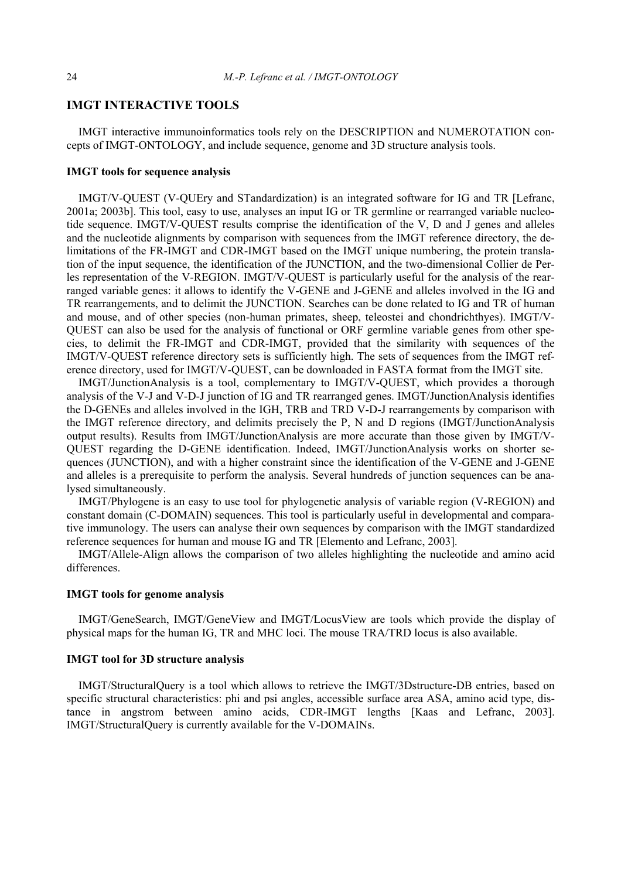## IMGT INTERACTIVE TOOLS

IMGT interactive immunoinformatics tools rely on the DESCRIPTION and NUMEROTATION concepts of IMGT-ONTOLOGY, and include sequence, genome and 3D structure analysis tools.

### IMGT tools for sequence analysis

IMGT/V-QUEST (V-QUEry and STandardization) is an integrated software for IG and TR [Lefranc, 2001a; 2003b]. This tool, easy to use, analyses an input IG or TR germline or rearranged variable nucleotide sequence. IMGT/V-QUEST results comprise the identification of the V, D and J genes and alleles and the nucleotide alignments by comparison with sequences from the IMGT reference directory, the delimitations of the FR-IMGT and CDR-IMGT based on the IMGT unique numbering, the protein translation of the input sequence, the identification of the JUNCTION, and the two-dimensional Collier de Perles representation of the V-REGION. IMGT/V-QUEST is particularly useful for the analysis of the rearranged variable genes: it allows to identify the V-GENE and J-GENE and alleles involved in the IG and TR rearrangements, and to delimit the JUNCTION. Searches can be done related to IG and TR of human and mouse, and of other species (non-human primates, sheep, teleostei and chondrichthyes). IMGT/V-QUEST can also be used for the analysis of functional or ORF germline variable genes from other species, to delimit the FR-IMGT and CDR-IMGT, provided that the similarity with sequences of the IMGT/V-QUEST reference directory sets is sufficiently high. The sets of sequences from the IMGT reference directory, used for IMGT/V-QUEST, can be downloaded in FASTA format from the IMGT site.

IMGT/JunctionAnalysis is a tool, complementary to IMGT/V-QUEST, which provides a thorough analysis of the V-J and V-D-J junction of IG and TR rearranged genes. IMGT/JunctionAnalysis identifies the D-GENEs and alleles involved in the IGH, TRB and TRD V-D-J rearrangements by comparison with the IMGT reference directory, and delimits precisely the P, N and D regions (IMGT/JunctionAnalysis output results). Results from IMGT/JunctionAnalysis are more accurate than those given by IMGT/V-QUEST regarding the D-GENE identification. Indeed, IMGT/JunctionAnalysis works on shorter sequences (JUNCTION), and with a higher constraint since the identification of the V-GENE and J-GENE and alleles is a prerequisite to perform the analysis. Several hundreds of junction sequences can be analysed simultaneously.

IMGT/Phylogene is an easy to use tool for phylogenetic analysis of variable region (V-REGION) and constant domain (C-DOMAIN) sequences. This tool is particularly useful in developmental and comparative immunology. The users can analyse their own sequences by comparison with the IMGT standardized reference sequences for human and mouse IG and TR [Elemento and Lefranc, 2003].

IMGT/Allele-Align allows the comparison of two alleles highlighting the nucleotide and amino acid differences.

### IMGT tools for genome analysis

IMGT/GeneSearch, IMGT/GeneView and IMGT/LocusView are tools which provide the display of physical maps for the human IG, TR and MHC loci. The mouse TRA/TRD locus is also available.

### IMGT tool for 3D structure analysis

IMGT/StructuralQuery is a tool which allows to retrieve the IMGT/3Dstructure-DB entries, based on specific structural characteristics: phi and psi angles, accessible surface area ASA, amino acid type, distance in angstrom between amino acids, CDR-IMGT lengths [Kaas and Lefranc, 2003]. IMGT/StructuralQuery is currently available for the V-DOMAINs.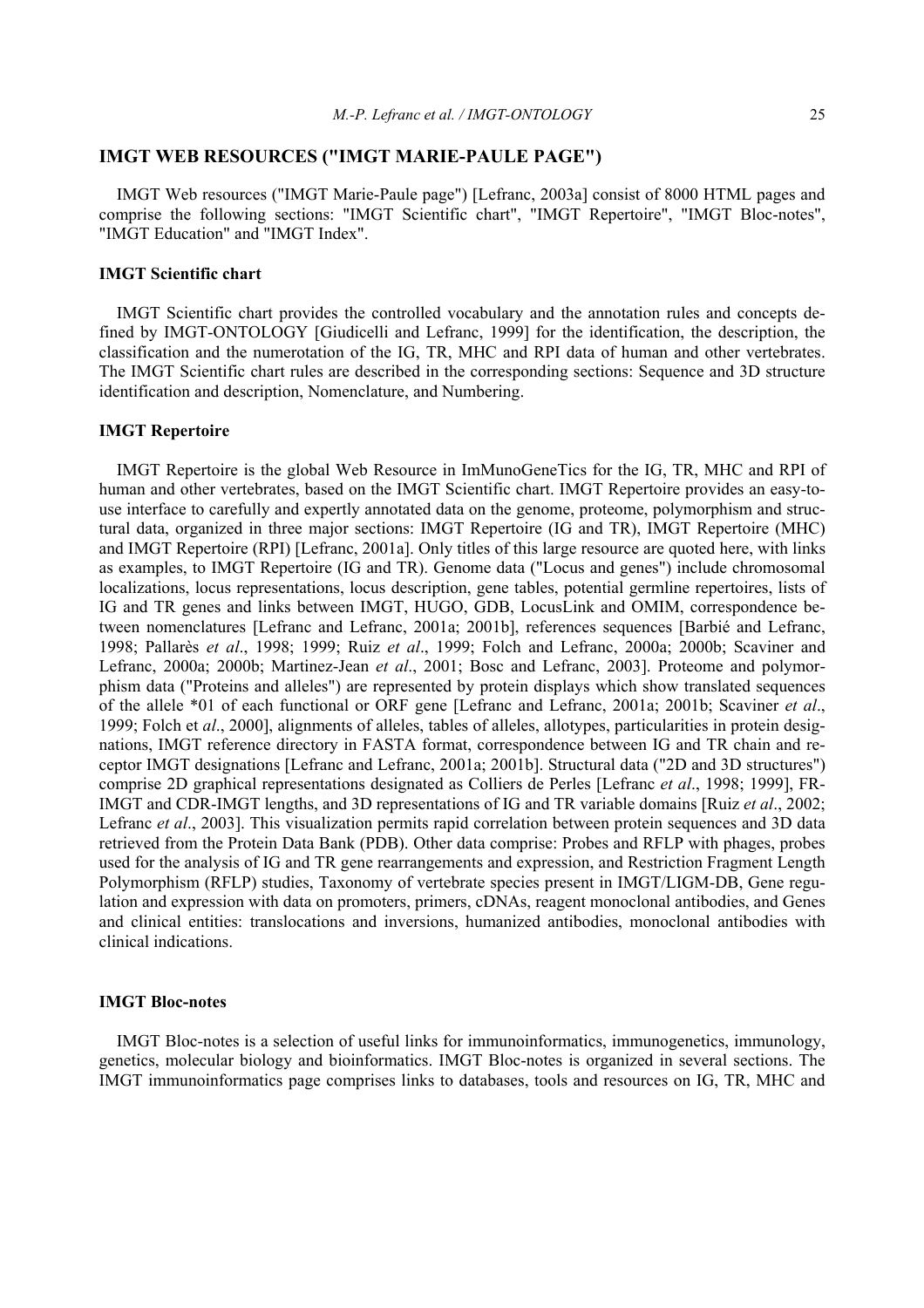## IMGT WEB RESOURCES ("IMGT MARIE-PAULE PAGE")

IMGT Web resources ("IMGT Marie-Paule page") [Lefranc, 2003a] consist of 8000 HTML pages and comprise the following sections: "IMGT Scientific chart", "IMGT Repertoire", "IMGT Bloc-notes", "IMGT Education" and "IMGT Index".

### IMGT Scientific chart

IMGT Scientific chart provides the controlled vocabulary and the annotation rules and concepts defined by IMGT-ONTOLOGY [Giudicelli and Lefranc, 1999] for the identification, the description, the classification and the numerotation of the IG, TR, MHC and RPI data of human and other vertebrates. The IMGT Scientific chart rules are described in the corresponding sections: Sequence and 3D structure identification and description, Nomenclature, and Numbering.

### IMGT Repertoire

IMGT Repertoire is the global Web Resource in ImMunoGeneTics for the IG, TR, MHC and RPI of human and other vertebrates, based on the IMGT Scientific chart. IMGT Repertoire provides an easy-to-use interface to carefully and expertly annotated data on the genome, proteome, polymorphism and structural data, organized in three major sections: IMGT Repertoire (IG and TR), IMGT Repertoire (MHC) and IMGT Repertoire (RPI) [Lefranc, 2001a]. Only titles of this large resource are quoted here, with links as examples, to IMGT Repertoire (IG and TR). Genome data ("Locus and genes") include chromosomal localizations, locus representations, locus description, gene tables, potential germline repertoires, lists of IG and TR genes and links between IMGT, HUGO, GDB, LocusLink and OMIM, correspondence between nomenclatures [Lefranc and Lefranc, 2001a; 2001b], references sequences [Barbié and Lefranc, 1998; Pallarès *et al*., 1998; 1999; Ruiz *et al*., 1999; Folch and Lefranc, 2000a; 2000b; Scaviner and Lefranc, 2000a; 2000b; Martinez-Jean *et al*., 2001; Bosc and Lefranc, 2003]. Proteome and polymorphism data ("Proteins and alleles") are represented by protein displays which show translated sequences of the allele *01 of each functional or ORF gene [Lefranc and Lefranc, 2001a; 2001b; Scaviner *et al*., 1999; Folch et *al*., 2000], alignments of alleles, tables of alleles, allotypes, particularities in protein designations, IMGT reference directory in FASTA format, correspondence between IG and TR chain and receptor IMGT designations [Lefranc and Lefranc, 2001a; 2001b]. Structural data ("2D and 3D structures") comprise 2D graphical representations designated as Colliers de Perles [Lefranc *et al*., 1998; 1999], FR-IMGT and CDR-IMGT lengths, and 3D representations of IG and TR variable domains [Ruiz *et al*., 2002; Lefranc *et al*., 2003]. This visualization permits rapid correlation between protein sequences and 3D data retrieved from the Protein Data Bank (PDB). Other data comprise: Probes and RFLP with phages, probes used for the analysis of IG and TR gene rearrangements and expression, and Restriction Fragment Length Polymorphism (RFLP) studies, Taxonomy of vertebrate species present in IMGT/LIGM-DB, Gene regulation and expression with data on promoters, primers, cDNAs, reagent monoclonal antibodies, and Genes and clinical entities: translocations and inversions, humanized antibodies, monoclonal antibodies with clinical indications.

### IMGT Bloc-notes

IMGT Bloc-notes is a selection of useful links for immunoinformatics, immunogenetics, immunology, genetics, molecular biology and bioinformatics. IMGT Bloc-notes is organized in several sections. The IMGT immunoinformatics page comprises links to databases, tools and resources on IG, TR, MHC and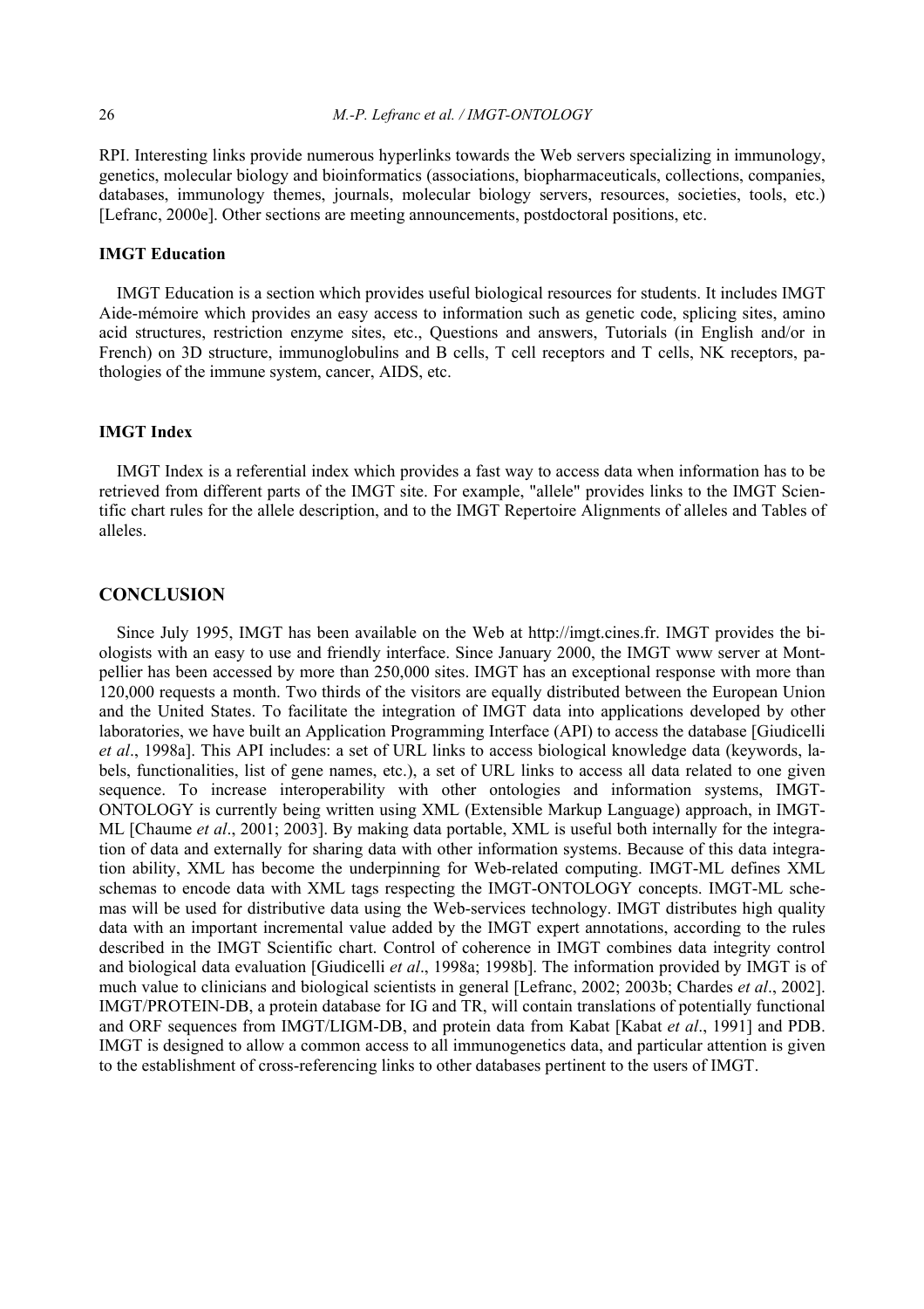RPI. Interesting links provide numerous hyperlinks towards the Web servers specializing in immunology, genetics, molecular biology and bioinformatics (associations, biopharmaceuticals, collections, companies, databases, immunology themes, journals, molecular biology servers, resources, societies, tools, etc.) [Lefranc, 2000e]. Other sections are meeting announcements, postdoctoral positions, etc.

### IMGT Education

IMGT Education is a section which provides useful biological resources for students. It includes IMGT Aide-mémoire which provides an easy access to information such as genetic code, splicing sites, amino acid structures, restriction enzyme sites, etc., Questions and answers, Tutorials (in English and/or in French) on 3D structure, immunoglobulins and B cells, T cell receptors and T cells, NK receptors, pathologies of the immune system, cancer, AIDS, etc.

### IMGT Index

IMGT Index is a referential index which provides a fast way to access data when information has to be retrieved from different parts of the IMGT site. For example, "allele" provides links to the IMGT Scientific chart rules for the allele description, and to the IMGT Repertoire Alignments of alleles and Tables of alleles.

## CONCLUSION

Since July 1995, IMGT has been available on the Web at http://imgt.cines.fr. IMGT provides the biologists with an easy to use and friendly interface. Since January 2000, the IMGT www server at Montpellier has been accessed by more than 250,000 sites. IMGT has an exceptional response with more than 120,000 requests a month. Two thirds of the visitors are equally distributed between the European Union and the United States. To facilitate the integration of IMGT data into applications developed by other laboratories, we have built an Application Programming Interface (API) to access the database [Giudicelli *et al*., 1998a]. This API includes: a set of URL links to access biological knowledge data (keywords, labels, functionalities, list of gene names, etc.), a set of URL links to access all data related to one given sequence. To increase interoperability with other ontologies and information systems, IMGT-ONTOLOGY is currently being written using XML (Extensible Markup Language) approach, in IMGT-ML [Chaume *et al*., 2001; 2003]. By making data portable, XML is useful both internally for the integration of data and externally for sharing data with other information systems. Because of this data integration ability, XML has become the underpinning for Web-related computing. IMGT-ML defines XML schemas to encode data with XML tags respecting the IMGT-ONTOLOGY concepts. IMGT-ML schemas will be used for distributive data using the Web-services technology. IMGT distributes high quality data with an important incremental value added by the IMGT expert annotations, according to the rules described in the IMGT Scientific chart. Control of coherence in IMGT combines data integrity control and biological data evaluation [Giudicelli *et al*., 1998a; 1998b]. The information provided by IMGT is of much value to clinicians and biological scientists in general [Lefranc, 2002; 2003b; Chardes *et al*., 2002]. IMGT/PROTEIN-DB, a protein database for IG and TR, will contain translations of potentially functional and ORF sequences from IMGT/LIGM-DB, and protein data from Kabat [Kabat *et al*., 1991] and PDB. IMGT is designed to allow a common access to all immunogenetics data, and particular attention is given to the establishment of cross-referencing links to other databases pertinent to the users of IMGT.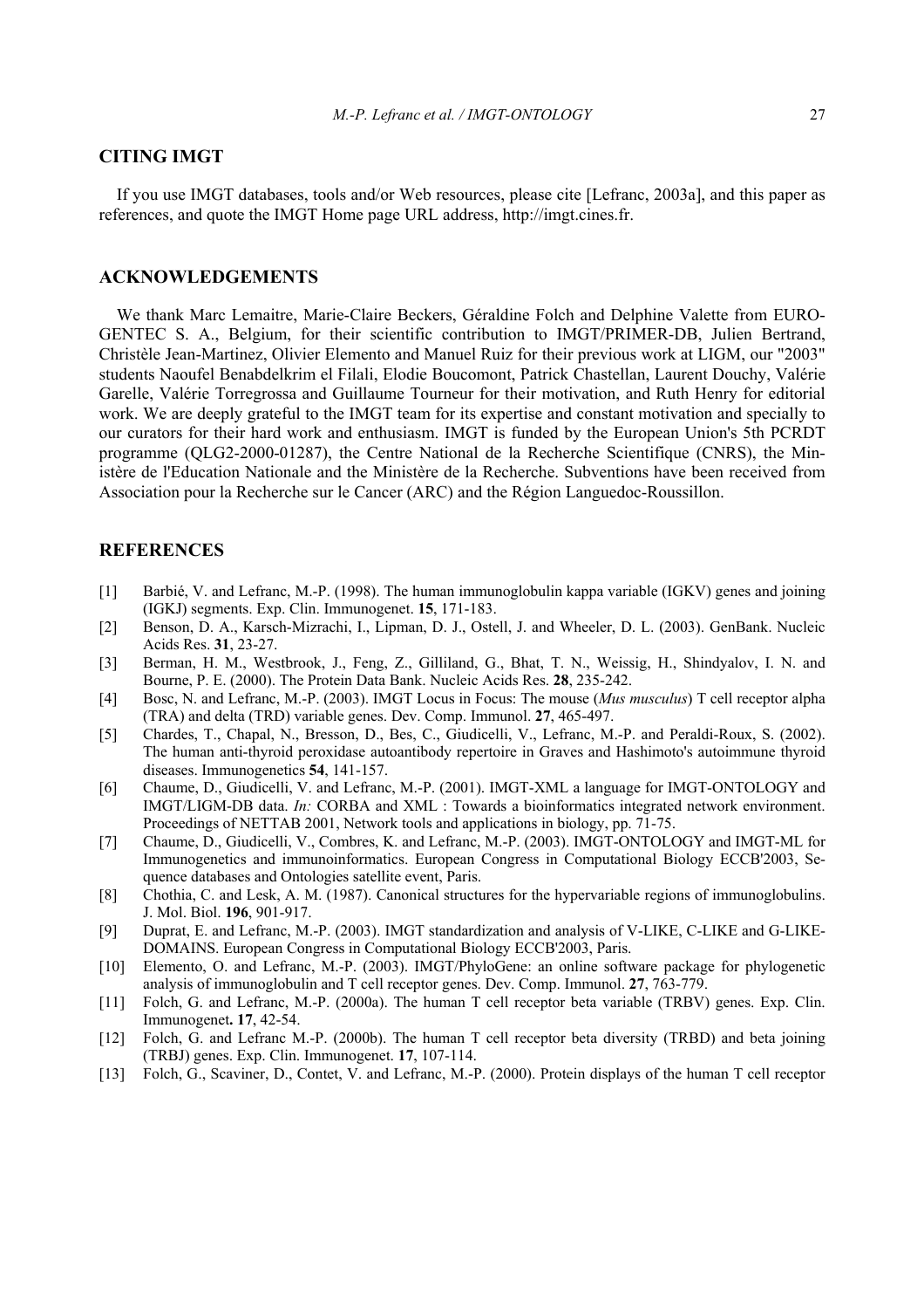## CITING IMGT

If you use IMGT databases, tools and/or Web resources, please cite [Lefranc, 2003a], and this paper as references, and quote the IMGT Home page URL address, http://imgt.cines.fr.

## ACKNOWLEDGEMENTS

We thank Marc Lemaitre, Marie-Claire Beckers, Géraldine Folch and Delphine Valette from EUROGENTEC S. A., Belgium, for their scientific contribution to IMGT/PRIMER-DB, Julien Bertrand, Christèle Jean-Martinez, Olivier Elemento and Manuel Ruiz for their previous work at LIGM, our "2003" students Naoufel Benabdelkrim el Filali, Elodie Boucomont, Patrick Chastellan, Laurent Douchy, Valérie Garelle, Valérie Torregrossa and Guillaume Tourneur for their motivation, and Ruth Henry for editorial work. We are deeply grateful to the IMGT team for its expertise and constant motivation and specially to our curators for their hard work and enthusiasm. IMGT is funded by the European Union's 5th PCRDT programme (QLG2-2000-01287), the Centre National de la Recherche Scientifique (CNRS), the Ministère de l'Education Nationale and the Ministère de la Recherche. Subventions have been received from Association pour la Recherche sur le Cancer (ARC) and the Région Languedoc-Roussillon.

## REFERENCES

[1] Barbié, V. and Lefranc, M.-P. (1998). The human immunoglobulin kappa variable (IGKV) genes and joining (IGKJ) segments. Exp. Clin. Immunogenet. **15**, 171-183.

[2] Benson, D. A., Karsch-Mizrachi, I., Lipman, D. J., Ostell, J. and Wheeler, D. L. (2003). GenBank. Nucleic Acids Res. **31**, 23-27.

[3] Berman, H. M., Westbrook, J., Feng, Z., Gilliland, G., Bhat, T. N., Weissig, H., Shindyalov, I. N. and Bourne, P. E. (2000). The Protein Data Bank. Nucleic Acids Res. **28**, 235-242.

[4] Bosc, N. and Lefranc, M.-P. (2003). IMGT Locus in Focus: The mouse (*Mus musculus*) T cell receptor alpha (TRA) and delta (TRD) variable genes. Dev. Comp. Immunol. **27**, 465-497.

[5] Chardes, T., Chapal, N., Bresson, D., Bes, C., Giudicelli, V., Lefranc, M.-P. and Peraldi-Roux, S. (2002). The human anti-thyroid peroxidase autoantibody repertoire in Graves and Hashimoto's autoimmune thyroid diseases. Immunogenetics **54**, 141-157.

[6] Chaume, D., Giudicelli, V. and Lefranc, M.-P. (2001). IMGT-XML a language for IMGT-ONTOLOGY and IMGT/LIGM-DB data. *In:* CORBA and XML : Towards a bioinformatics integrated network environment. Proceedings of NETTAB 2001, Network tools and applications in biology, pp. 71-75.

[7] Chaume, D., Giudicelli, V., Combres, K. and Lefranc, M.-P. (2003). IMGT-ONTOLOGY and IMGT-ML for Immunogenetics and immunoinformatics. European Congress in Computational Biology ECCB'2003, Sequence databases and Ontologies satellite event, Paris.

[8] Chothia, C. and Lesk, A. M. (1987). Canonical structures for the hypervariable regions of immunoglobulins. J. Mol. Biol. **196**, 901-917.

[9] Duprat, E. and Lefranc, M.-P. (2003). IMGT standardization and analysis of V-LIKE, C-LIKE and G-LIKE-DOMAINS. European Congress in Computational Biology ECCB'2003, Paris.

[10] Elemento, O. and Lefranc, M.-P. (2003). IMGT/PhyloGene: an online software package for phylogenetic analysis of immunoglobulin and T cell receptor genes. Dev. Comp. Immunol. **27**, 763-779.

[11] Folch, G. and Lefranc, M.-P. (2000a). The human T cell receptor beta variable (TRBV) genes. Exp. Clin. Immunogenet**.** **17**, 42-54.

[12] Folch, G. and Lefranc M.-P. (2000b). The human T cell receptor beta diversity (TRBD) and beta joining (TRBJ) genes. Exp. Clin. Immunogenet. **17**, 107-114.

[13] Folch, G., Scaviner, D., Contet, V. and Lefranc, M.-P. (2000). Protein displays of the human T cell receptor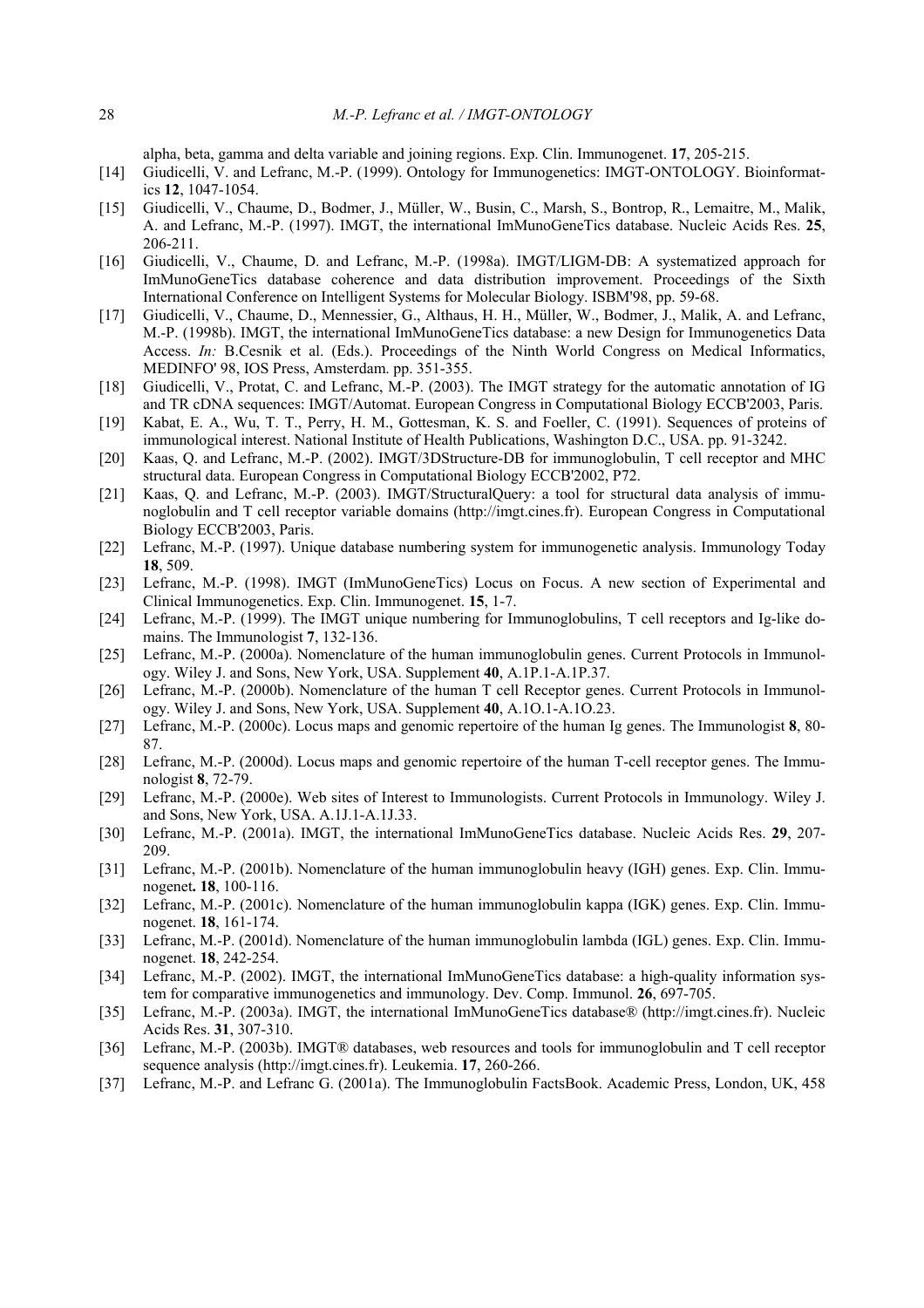alpha, beta, gamma and delta variable and joining regions. Exp. Clin. Immunogenet. **17**, 205-215.

[14] Giudicelli, V. and Lefranc, M.-P. (1999). Ontology for Immunogenetics: IMGT-ONTOLOGY. Bioinformatics **12**, 1047-1054.

[15] Giudicelli, V., Chaume, D., Bodmer, J., Müller, W., Busin, C., Marsh, S., Bontrop, R., Lemaitre, M., Malik, A. and Lefranc, M.-P. (1997). IMGT, the international ImMunoGeneTics database. Nucleic Acids Res. **25**, 206-211.

[16] Giudicelli, V., Chaume, D. and Lefranc, M.-P. (1998a). IMGT/LIGM-DB: A systematized approach for ImMunoGeneTics database coherence and data distribution improvement. Proceedings of the Sixth International Conference on Intelligent Systems for Molecular Biology. ISBM'98, pp. 59-68.

[17] Giudicelli, V., Chaume, D., Mennessier, G., Althaus, H. H., Müller, W., Bodmer, J., Malik, A. and Lefranc, M.-P. (1998b). IMGT, the international ImMunoGeneTics database: a new Design for Immunogenetics Data Access. *In:* B.Cesnik et al. (Eds.). Proceedings of the Ninth World Congress on Medical Informatics, MEDINFO' 98, IOS Press, Amsterdam. pp. 351-355.

[18] Giudicelli, V., Protat, C. and Lefranc, M.-P. (2003). The IMGT strategy for the automatic annotation of IG and TR cDNA sequences: IMGT/Automat. European Congress in Computational Biology ECCB'2003, Paris.

[19] Kabat, E. A., Wu, T. T., Perry, H. M., Gottesman, K. S. and Foeller, C. (1991). Sequences of proteins of immunological interest. National Institute of Health Publications, Washington D.C., USA. pp. 91-3242.

[20] Kaas, Q. and Lefranc, M.-P. (2002). IMGT/3DStructure-DB for immunoglobulin, T cell receptor and MHC structural data. European Congress in Computational Biology ECCB'2002, P72.

[21] Kaas, Q. and Lefranc, M.-P. (2003). IMGT/StructuralQuery: a tool for structural data analysis of immunoglobulin and T cell receptor variable domains (http://imgt.cines.fr). European Congress in Computational Biology ECCB'2003, Paris.

[22] Lefranc, M.-P. (1997). Unique database numbering system for immunogenetic analysis. Immunology Today **18**, 509.

[23] Lefranc, M.-P. (1998). IMGT (ImMunoGeneTics) Locus on Focus. A new section of Experimental and Clinical Immunogenetics. Exp. Clin. Immunogenet. **15**, 1-7.

[24] Lefranc, M.-P. (1999). The IMGT unique numbering for Immunoglobulins, T cell receptors and Ig-like domains. The Immunologist **7**, 132-136.

[25] Lefranc, M.-P. (2000a). Nomenclature of the human immunoglobulin genes. Current Protocols in Immunology. Wiley J. and Sons, New York, USA. Supplement **40**, A.1P.1-A.1P.37.

[26] Lefranc, M.-P. (2000b). Nomenclature of the human T cell Receptor genes. Current Protocols in Immunology. Wiley J. and Sons, New York, USA. Supplement **40**, A.1O.1-A.1O.23.

[27] Lefranc, M.-P. (2000c). Locus maps and genomic repertoire of the human Ig genes. The Immunologist **8**, 80-87.

[28] Lefranc, M.-P. (2000d). Locus maps and genomic repertoire of the human T-cell receptor genes. The Immunologist **8**, 72-79.

[29] Lefranc, M.-P. (2000e). Web sites of Interest to Immunologists. Current Protocols in Immunology. Wiley J. and Sons, New York, USA. A.1J.1-A.1J.33.

[30] Lefranc, M.-P. (2001a). IMGT, the international ImMunoGeneTics database. Nucleic Acids Res. **29**, 207-209.

[31] Lefranc, M.-P. (2001b). Nomenclature of the human immunoglobulin heavy (IGH) genes. Exp. Clin. Immunogenet**.** **18**, 100-116.

[32] Lefranc, M.-P. (2001c). Nomenclature of the human immunoglobulin kappa (IGK) genes. Exp. Clin. Immunogenet. **18**, 161-174.

[33] Lefranc, M.-P. (2001d). Nomenclature of the human immunoglobulin lambda (IGL) genes. Exp. Clin. Immunogenet. **18**, 242-254.

[34] Lefranc, M.-P. (2002). IMGT, the international ImMunoGeneTics database: a high-quality information system for comparative immunogenetics and immunology. Dev. Comp. Immunol. **26**, 697-705.

[35] Lefranc, M.-P. (2003a). IMGT, the international ImMunoGeneTics database® (http://imgt.cines.fr). Nucleic Acids Res. **31**, 307-310.

[36] Lefranc, M.-P. (2003b). IMGT® databases, web resources and tools for immunoglobulin and T cell receptor sequence analysis (http://imgt.cines.fr). Leukemia. **17**, 260-266.

[37] Lefranc, M.-P. and Lefranc G. (2001a). The Immunoglobulin FactsBook. Academic Press, London, UK, 458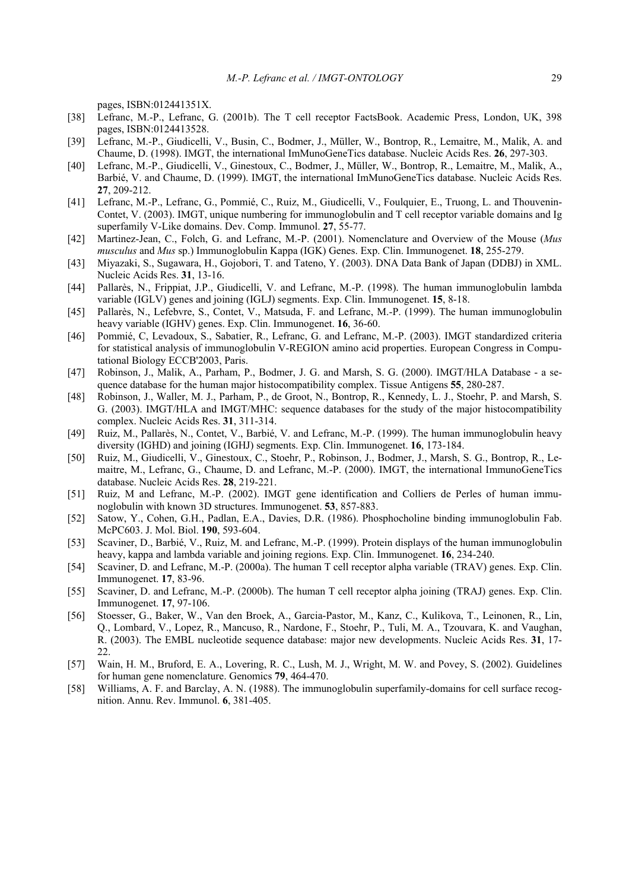pages, ISBN:012441351X.

[38] Lefranc, M.-P., Lefranc, G. (2001b). The T cell receptor FactsBook. Academic Press, London, UK, 398 pages, ISBN:0124413528.

[39] Lefranc, M.-P., Giudicelli, V., Busin, C., Bodmer, J., Müller, W., Bontrop, R., Lemaitre, M., Malik, A. and Chaume, D. (1998). IMGT, the international ImMunoGeneTics database. Nucleic Acids Res. **26**, 297-303.

[40] Lefranc, M.-P., Giudicelli, V., Ginestoux, C., Bodmer, J., Müller, W., Bontrop, R., Lemaitre, M., Malik, A., Barbié, V. and Chaume, D. (1999). IMGT, the international ImMunoGeneTics database. Nucleic Acids Res. **27**, 209-212.

[41] Lefranc, M.-P., Lefranc, G., Pommié, C., Ruiz, M., Giudicelli, V., Foulquier, E., Truong, L. and Thouvenin-Contet, V. (2003). IMGT, unique numbering for immunoglobulin and T cell receptor variable domains and Ig superfamily V-Like domains. Dev. Comp. Immunol. **27**, 55-77.

[42] Martinez-Jean, C., Folch, G. and Lefranc, M.-P. (2001). Nomenclature and Overview of the Mouse (*Mus musculus* and *Mus* sp.) Immunoglobulin Kappa (IGK) Genes. Exp. Clin. Immunogenet. **18**, 255-279.

[43] Miyazaki, S., Sugawara, H., Gojobori, T. and Tateno, Y. (2003). DNA Data Bank of Japan (DDBJ) in XML. Nucleic Acids Res. **31**, 13-16.

[44] Pallarès, N., Frippiat, J.P., Giudicelli, V. and Lefranc, M.-P. (1998). The human immunoglobulin lambda variable (IGLV) genes and joining (IGLJ) segments. Exp. Clin. Immunogenet. **15**, 8-18.

[45] Pallarès, N., Lefebvre, S., Contet, V., Matsuda, F. and Lefranc, M.-P. (1999). The human immunoglobulin heavy variable (IGHV) genes. Exp. Clin. Immunogenet. **16**, 36-60.

[46] Pommié, C, Levadoux, S., Sabatier, R., Lefranc, G. and Lefranc, M.-P. (2003). IMGT standardized criteria for statistical analysis of immunoglobulin V-REGION amino acid properties. European Congress in Computational Biology ECCB'2003, Paris.

[47] Robinson, J., Malik, A., Parham, P., Bodmer, J. G. and Marsh, S. G. (2000). IMGT/HLA Database - a sequence database for the human major histocompatibility complex. Tissue Antigens **55**, 280-287.

[48] Robinson, J., Waller, M. J., Parham, P., de Groot, N., Bontrop, R., Kennedy, L. J., Stoehr, P. and Marsh, S. G. (2003). IMGT/HLA and IMGT/MHC: sequence databases for the study of the major histocompatibility complex. Nucleic Acids Res. **31**, 311-314.

[49] Ruiz, M., Pallarès, N., Contet, V., Barbié, V. and Lefranc, M.-P. (1999). The human immunoglobulin heavy diversity (IGHD) and joining (IGHJ) segments. Exp. Clin. Immunogenet. **16**, 173-184.

[50] Ruiz, M., Giudicelli, V., Ginestoux, C., Stoehr, P., Robinson, J., Bodmer, J., Marsh, S. G., Bontrop, R., Lemaitre, M., Lefranc, G., Chaume, D. and Lefranc, M.-P. (2000). IMGT, the international ImmunoGeneTics database. Nucleic Acids Res. **28**, 219-221.

[51] Ruiz, M and Lefranc, M.-P. (2002). IMGT gene identification and Colliers de Perles of human immunoglobulin with known 3D structures. Immunogenet. **53**, 857-883.

[52] Satow, Y., Cohen, G.H., Padlan, E.A., Davies, D.R. (1986). Phosphocholine binding immunoglobulin Fab. McPC603. J. Mol. Biol. **190**, 593-604.

[53] Scaviner, D., Barbié, V., Ruiz, M. and Lefranc, M.-P. (1999). Protein displays of the human immunoglobulin heavy, kappa and lambda variable and joining regions. Exp. Clin. Immunogenet. **16**, 234-240.

[54] Scaviner, D. and Lefranc, M.-P. (2000a). The human T cell receptor alpha variable (TRAV) genes. Exp. Clin. Immunogenet. **17**, 83-96.

[55] Scaviner, D. and Lefranc, M.-P. (2000b). The human T cell receptor alpha joining (TRAJ) genes. Exp. Clin. Immunogenet. **17**, 97-106.

[56] Stoesser, G., Baker, W., Van den Broek, A., Garcia-Pastor, M., Kanz, C., Kulikova, T., Leinonen, R., Lin, Q., Lombard, V., Lopez, R., Mancuso, R., Nardone, F., Stoehr, P., Tuli, M. A., Tzouvara, K. and Vaughan, R. (2003). The EMBL nucleotide sequence database: major new developments. Nucleic Acids Res. **31**, 17-22.

[57] Wain, H. M., Bruford, E. A., Lovering, R. C., Lush, M. J., Wright, M. W. and Povey, S. (2002). Guidelines for human gene nomenclature. Genomics **79**, 464-470.

[58] Williams, A. F. and Barclay, A. N. (1988). The immunoglobulin superfamily-domains for cell surface recognition. Annu. Rev. Immunol. **6**, 381-405.